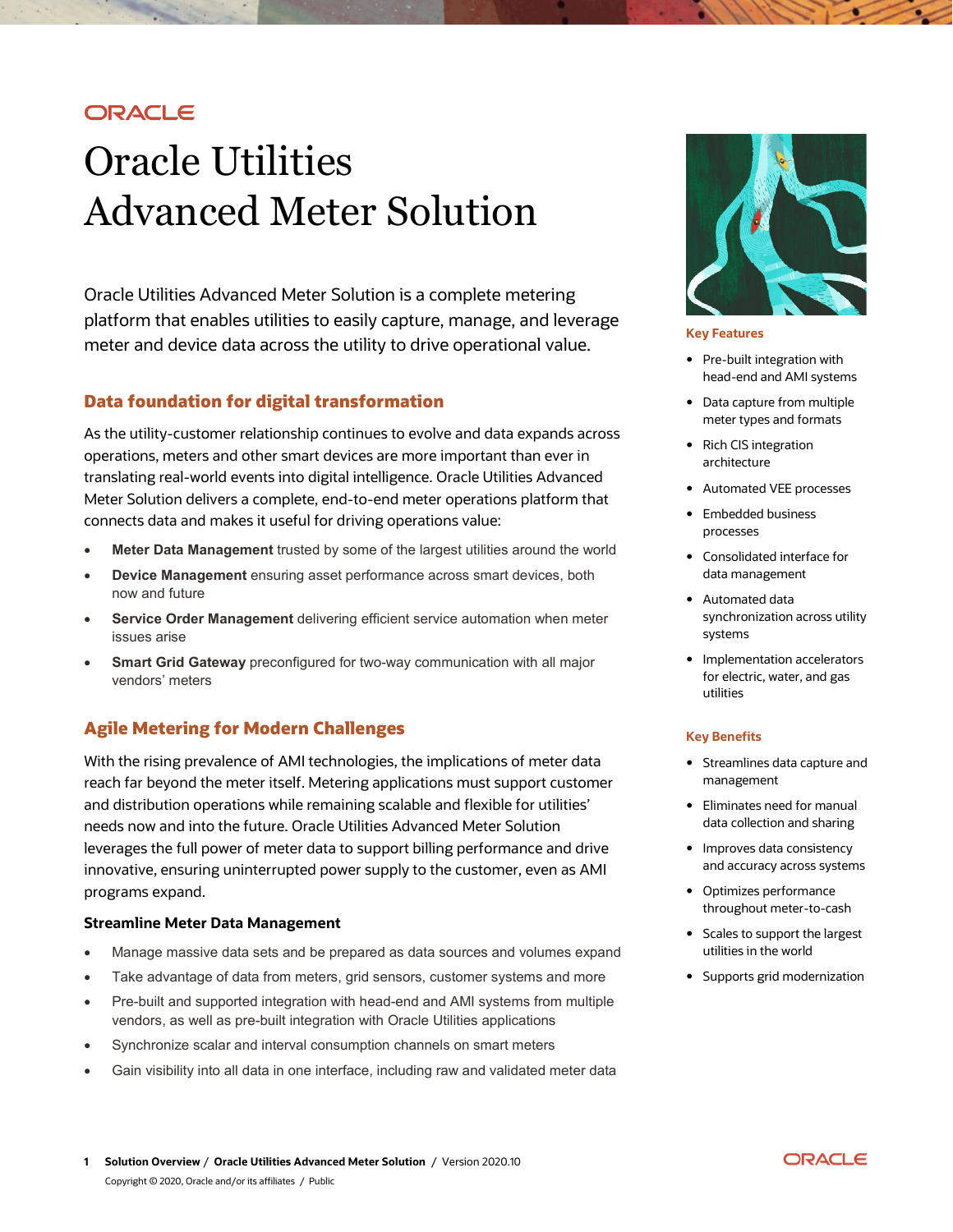# Oracle Utilities Advanced Meter Solution

Oracle Utilities Advanced Meter Solution is a complete metering platform that enables utilities to easily capture, manage, and leverage meter and device data across the utility to drive operational value.

## Data foundation for digital transformation

As the utility-customer relationship continues to evolve and data expands across operations, meters and other smart devices are more important than ever in translating real-world events into digital intelligence. Oracle Utilities Advanced Meter Solution delivers a complete, end-to-end meter operations platform that connects data and makes it useful for driving operations value:

- **Meter Data Management** trusted by some of the largest utilities around the world
- **Device Management** ensuring asset performance across smart devices, both now and future
- **Service Order Management** delivering efficient service automation when meter issues arise
- **Smart Grid Gateway** preconfigured for two-way communication with all major vendors' meters

## Agile Metering for Modern Challenges

With the rising prevalence of AMI technologies, the implications of meter data reach far beyond the meter itself. Metering applications must support customer and distribution operations while remaining scalable and flexible for utilities' needs now and into the future. Oracle Utilities Advanced Meter Solution leverages the full power of meter data to support billing performance and drive innovative, ensuring uninterrupted power supply to the customer, even as AMI programs expand.

### Streamline Meter Data Management

- Manage massive data sets and be prepared as data sources and volumes expand
- Take advantage of data from meters, grid sensors, customer systems and more
- Pre-built and supported integration with head-end and AMI systems from multiple vendors, as well as pre-built integration with Oracle Utilities applications
- Synchronize scalar and interval consumption channels on smart meters
- Gain visibility into all data in one interface, including raw and validated meter data

### Key Features

- Pre-built integration with head-end and AMI systems
- Data capture from multiple meter types and formats
- Rich CIS integration architecture
- Automated VEE processes
- Embedded business processes
- Consolidated interface for data management
- Automated data synchronization across utility systems
- Implementation accelerators for electric, water, and gas utilities

### Key Benefits

- Streamlines data capture and management
- Eliminates need for manual data collection and sharing
- Improves data consistency and accuracy across systems
- Optimizes performance throughout meter-to-cash
- Scales to support the largest utilities in the world
- Supports grid modernization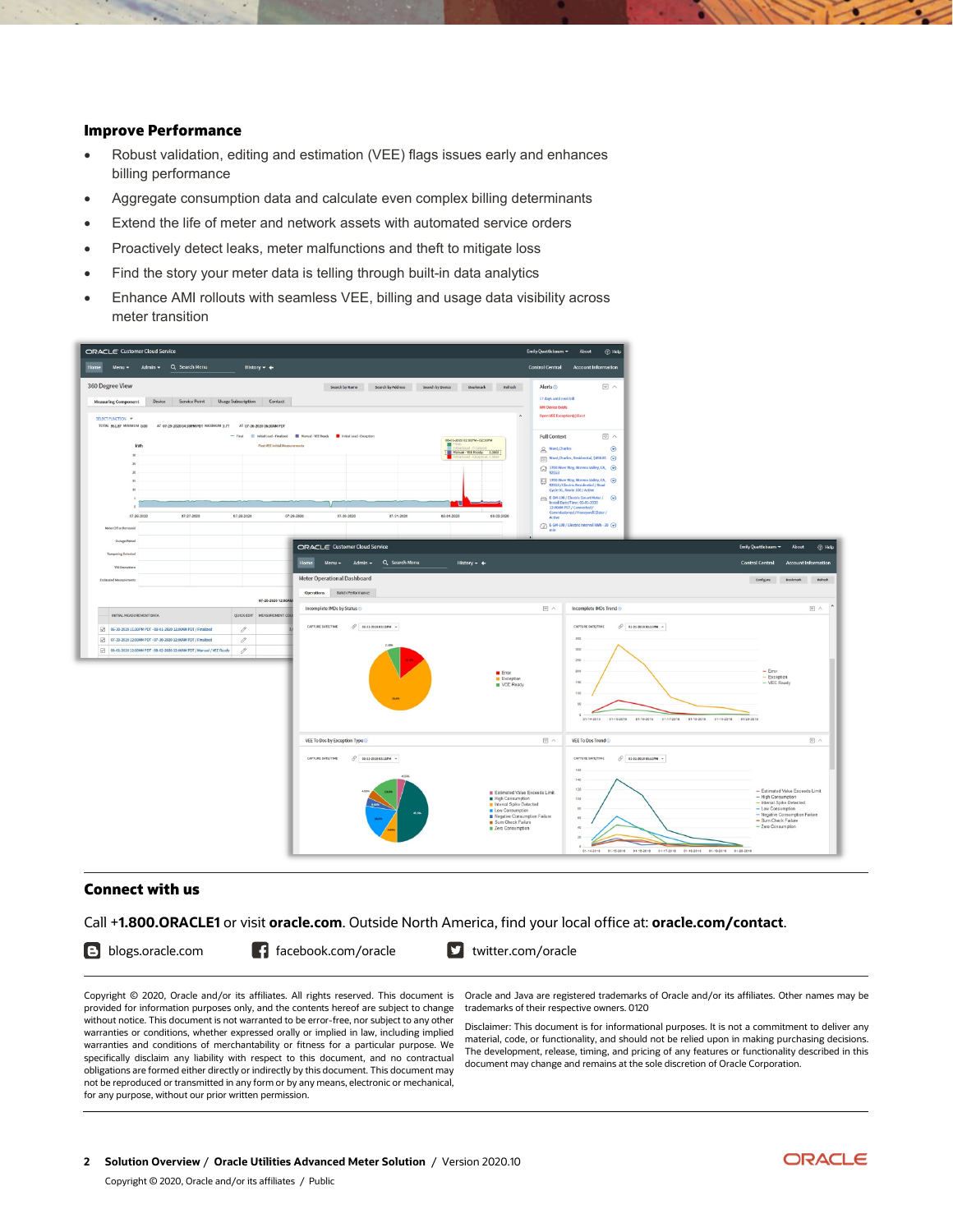## Improve Performance

- Robust validation, editing and estimation (VEE) flags issues early and enhances billing performance
- Aggregate consumption data and calculate even complex billing determinants
- Extend the life of meter and network assets with automated service orders
- Proactively detect leaks, meter malfunctions and theft to mitigate loss
- Find the story your meter data is telling through built-in data analytics
- Enhance AMI rollouts with seamless VEE, billing and usage data visibility across meter transition

## Connect with us

Call +**1.800.ORACLE1** or visit **oracle.com**. Outside North America, find your local office at: **oracle.com/contact**.

blogs.oracle.com    facebook.com/oracle    twitter.com/oracle

Copyright © 2020, Oracle and/or its affiliates. All rights reserved. This document is provided for information purposes only, and the contents hereof are subject to change without notice. This document is not warranted to be error-free, nor subject to any other warranties or conditions, whether expressed orally or implied in law, including implied warranties and conditions of merchantability or fitness for a particular purpose. We specifically disclaim any liability with respect to this document, and no contractual obligations are formed either directly or indirectly by this document. This document may not be reproduced or transmitted in any form or by any means, electronic or mechanical, for any purpose, without our prior written permission.

Oracle and Java are registered trademarks of Oracle and/or its affiliates. Other names may be trademarks of their respective owners. 0120

Disclaimer: This document is for informational purposes. It is not a commitment to deliver any material, code, or functionality, and should not be relied upon in making purchasing decisions. The development, release, timing, and pricing of any features or functionality described in this document may change and remains at the sole discretion of Oracle Corporation.